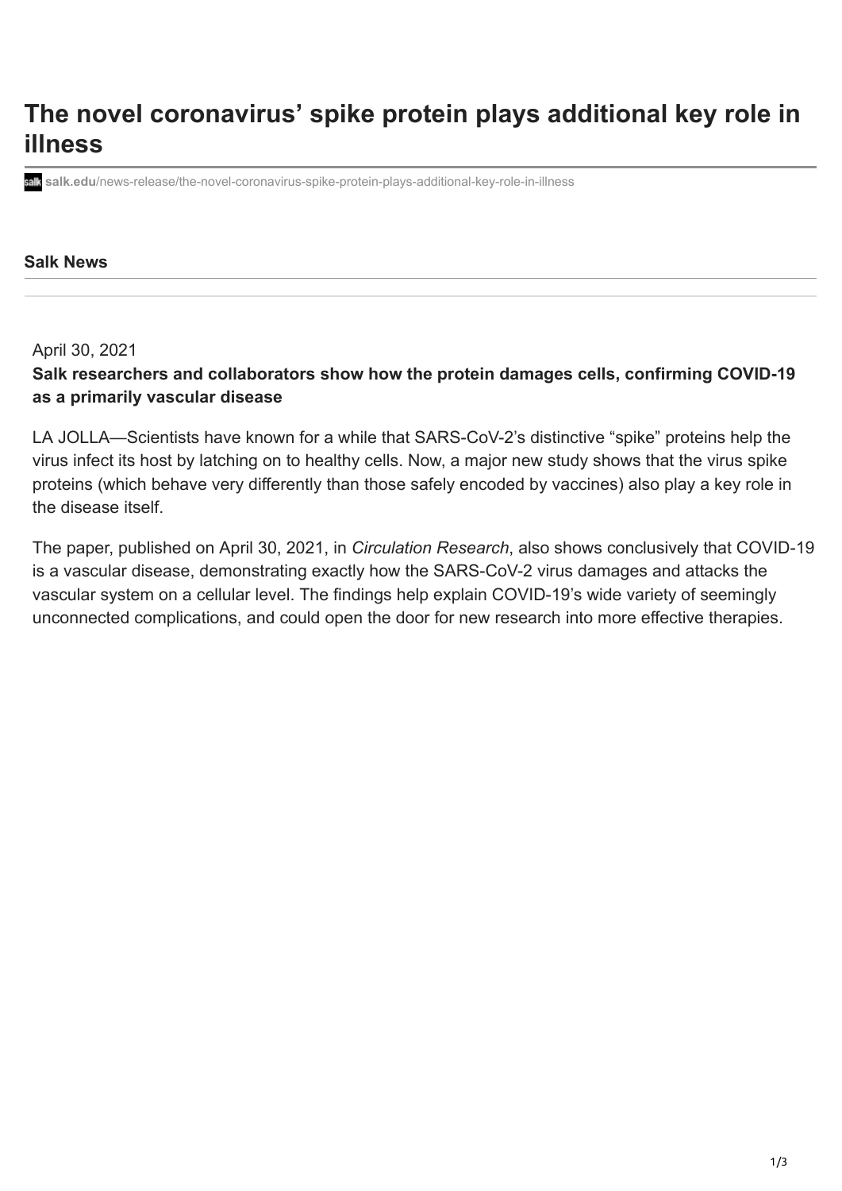# The novel coronavirus' spike protein plays additional key role in illness

salk.edu/news-release/the-novel-coronavirus-spike-protein-plays-additional-key-role-in-illness

**Salk News**

April 30, 2021

**Salk researchers and collaborators show how the protein damages cells, confirming COVID-19 as a primarily vascular disease**

LA JOLLA—Scientists have known for a while that SARS-CoV-2's distinctive "spike" proteins help the virus infect its host by latching on to healthy cells. Now, a major new study shows that the virus spike proteins (which behave very differently than those safely encoded by vaccines) also play a key role in the disease itself.

The paper, published on April 30, 2021, in *Circulation Research*, also shows conclusively that COVID-19 is a vascular disease, demonstrating exactly how the SARS-CoV-2 virus damages and attacks the vascular system on a cellular level. The findings help explain COVID-19's wide variety of seemingly unconnected complications, and could open the door for new research into more effective therapies.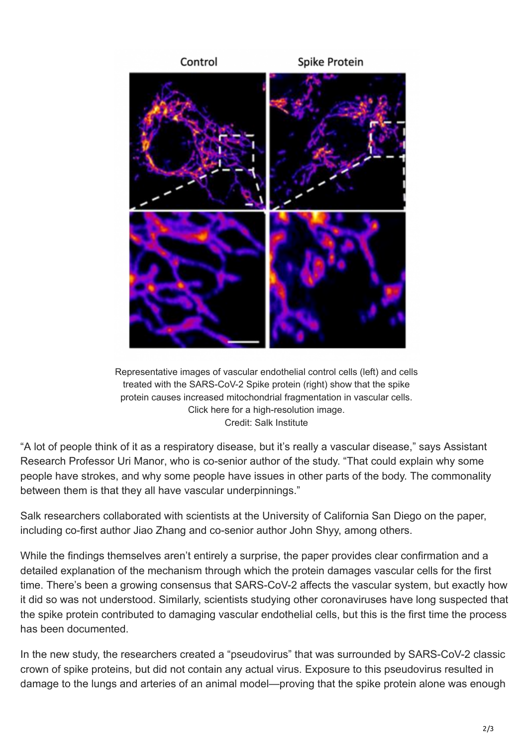Representative images of vascular endothelial control cells (left) and cells treated with the SARS-CoV-2 Spike protein (right) show that the spike protein causes increased mitochondrial fragmentation in vascular cells. Click here for a high-resolution image.
Credit: Salk Institute

"A lot of people think of it as a respiratory disease, but it's really a vascular disease," says Assistant Research Professor Uri Manor, who is co-senior author of the study. "That could explain why some people have strokes, and why some people have issues in other parts of the body. The commonality between them is that they all have vascular underpinnings."

Salk researchers collaborated with scientists at the University of California San Diego on the paper, including co-first author Jiao Zhang and co-senior author John Shyy, among others.

While the findings themselves aren't entirely a surprise, the paper provides clear confirmation and a detailed explanation of the mechanism through which the protein damages vascular cells for the first time. There's been a growing consensus that SARS-CoV-2 affects the vascular system, but exactly how it did so was not understood. Similarly, scientists studying other coronaviruses have long suspected that the spike protein contributed to damaging vascular endothelial cells, but this is the first time the process has been documented.

In the new study, the researchers created a "pseudovirus" that was surrounded by SARS-CoV-2 classic crown of spike proteins, but did not contain any actual virus. Exposure to this pseudovirus resulted in damage to the lungs and arteries of an animal model—proving that the spike protein alone was enough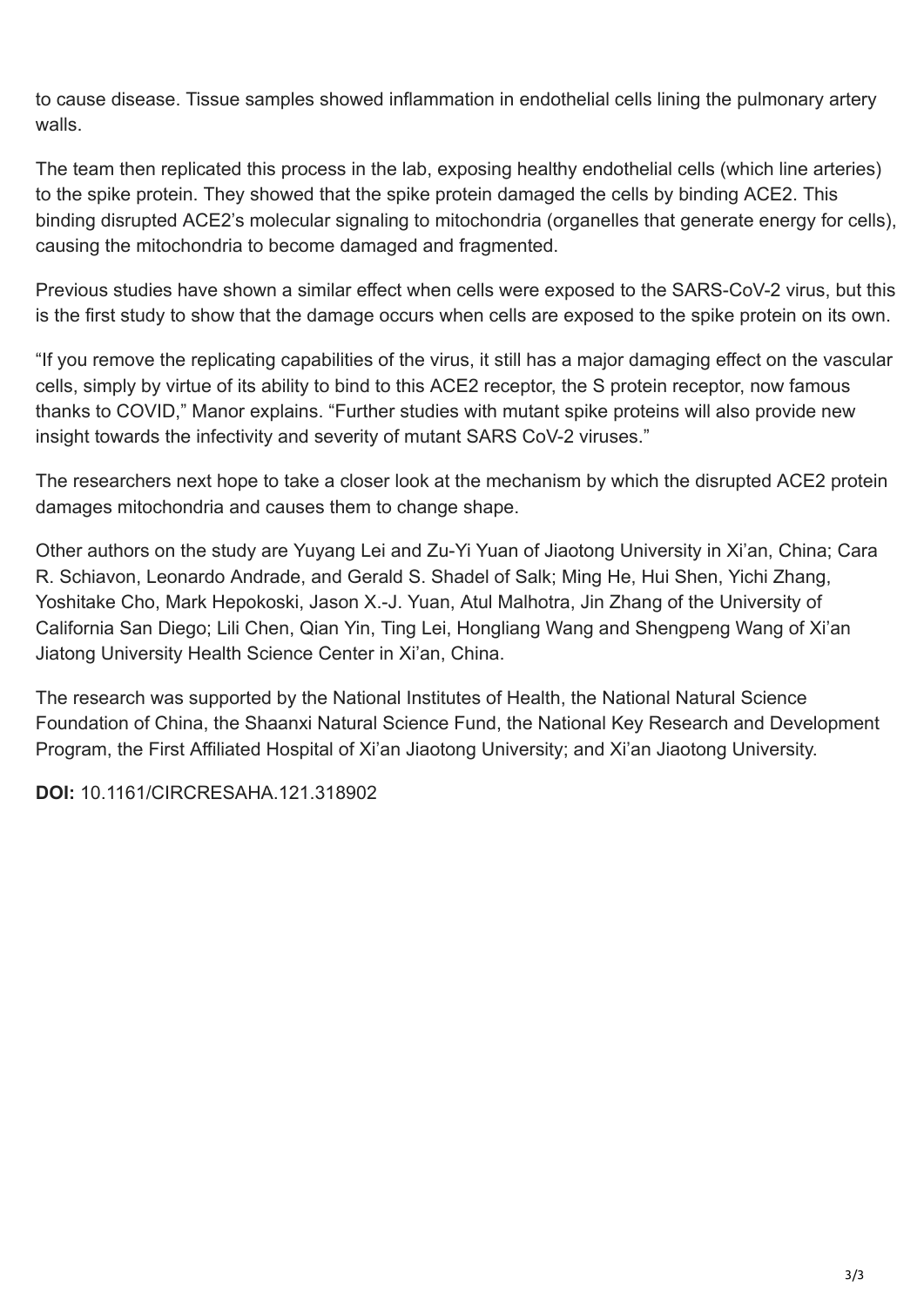to cause disease. Tissue samples showed inflammation in endothelial cells lining the pulmonary artery walls.

The team then replicated this process in the lab, exposing healthy endothelial cells (which line arteries) to the spike protein. They showed that the spike protein damaged the cells by binding ACE2. This binding disrupted ACE2's molecular signaling to mitochondria (organelles that generate energy for cells), causing the mitochondria to become damaged and fragmented.

Previous studies have shown a similar effect when cells were exposed to the SARS-CoV-2 virus, but this is the first study to show that the damage occurs when cells are exposed to the spike protein on its own.

"If you remove the replicating capabilities of the virus, it still has a major damaging effect on the vascular cells, simply by virtue of its ability to bind to this ACE2 receptor, the S protein receptor, now famous thanks to COVID," Manor explains. "Further studies with mutant spike proteins will also provide new insight towards the infectivity and severity of mutant SARS CoV-2 viruses."

The researchers next hope to take a closer look at the mechanism by which the disrupted ACE2 protein damages mitochondria and causes them to change shape.

Other authors on the study are Yuyang Lei and Zu-Yi Yuan of Jiaotong University in Xi'an, China; Cara R. Schiavon, Leonardo Andrade, and Gerald S. Shadel of Salk; Ming He, Hui Shen, Yichi Zhang, Yoshitake Cho, Mark Hepokoski, Jason X.-J. Yuan, Atul Malhotra, Jin Zhang of the University of California San Diego; Lili Chen, Qian Yin, Ting Lei, Hongliang Wang and Shengpeng Wang of Xi'an Jiatong University Health Science Center in Xi'an, China.

The research was supported by the National Institutes of Health, the National Natural Science Foundation of China, the Shaanxi Natural Science Fund, the National Key Research and Development Program, the First Affiliated Hospital of Xi'an Jiaotong University; and Xi'an Jiaotong University.

**DOI:** 10.1161/CIRCRESAHA.121.318902